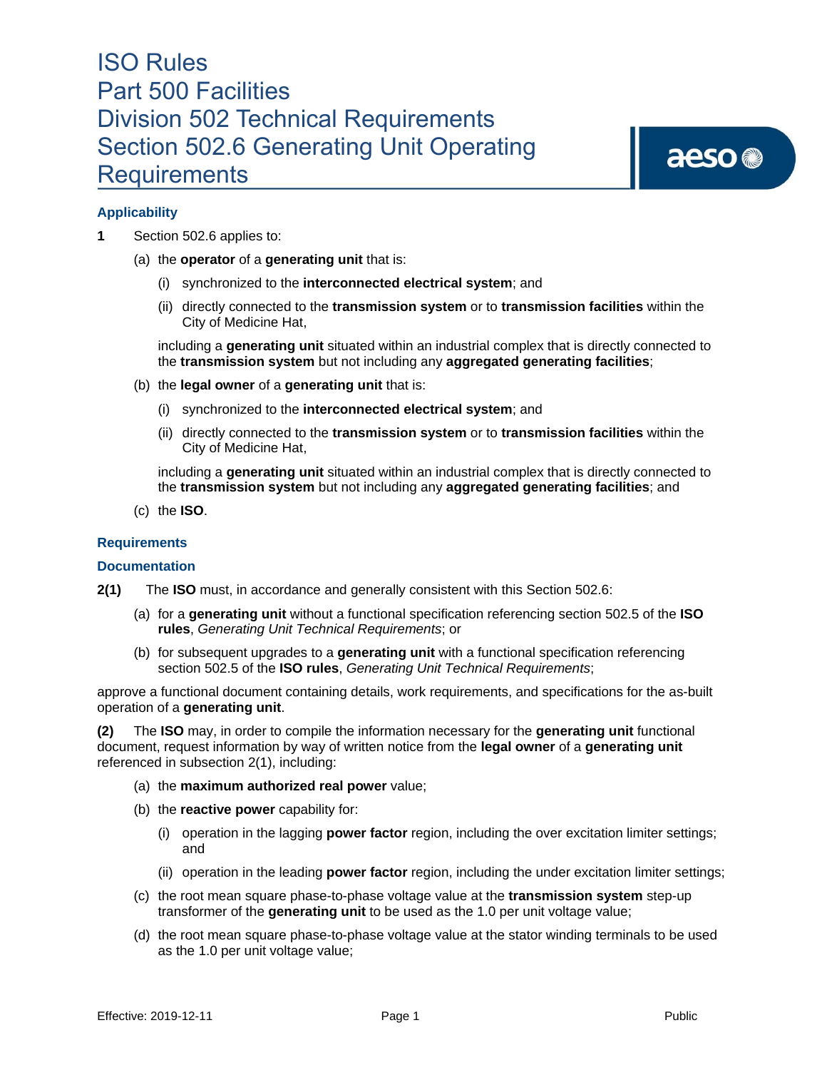# ISO Rules
# Part 500 Facilities
# Division 502 Technical Requirements
# Section 502.6 Generating Unit Operating Requirements

## Applicability

**1** Section 502.6 applies to:

(a) the **operator** of a **generating unit** that is:

(i) synchronized to the **interconnected electrical system**; and

(ii) directly connected to the **transmission system** or to **transmission facilities** within the City of Medicine Hat,

including a **generating unit** situated within an industrial complex that is directly connected to the **transmission system** but not including any **aggregated generating facilities**;

(b) the **legal owner** of a **generating unit** that is:

(i) synchronized to the **interconnected electrical system**; and

(ii) directly connected to the **transmission system** or to **transmission facilities** within the City of Medicine Hat,

including a **generating unit** situated within an industrial complex that is directly connected to the **transmission system** but not including any **aggregated generating facilities**; and

(c) the **ISO**.

## Requirements

## Documentation

**2(1)** The **ISO** must, in accordance and generally consistent with this Section 502.6:

(a) for a **generating unit** without a functional specification referencing section 502.5 of the **ISO rules**, *Generating Unit Technical Requirements*; or

(b) for subsequent upgrades to a **generating unit** with a functional specification referencing section 502.5 of the **ISO rules**, *Generating Unit Technical Requirements*;

approve a functional document containing details, work requirements, and specifications for the as-built operation of a **generating unit**.

**(2)** The **ISO** may, in order to compile the information necessary for the **generating unit** functional document, request information by way of written notice from the **legal owner** of a **generating unit** referenced in subsection 2(1), including:

(a) the **maximum authorized real power** value;

(b) the **reactive power** capability for:

(i) operation in the lagging **power factor** region, including the over excitation limiter settings; and

(ii) operation in the leading **power factor** region, including the under excitation limiter settings;

(c) the root mean square phase-to-phase voltage value at the **transmission system** step-up transformer of the **generating unit** to be used as the 1.0 per unit voltage value;

(d) the root mean square phase-to-phase voltage value at the stator winding terminals to be used as the 1.0 per unit voltage value;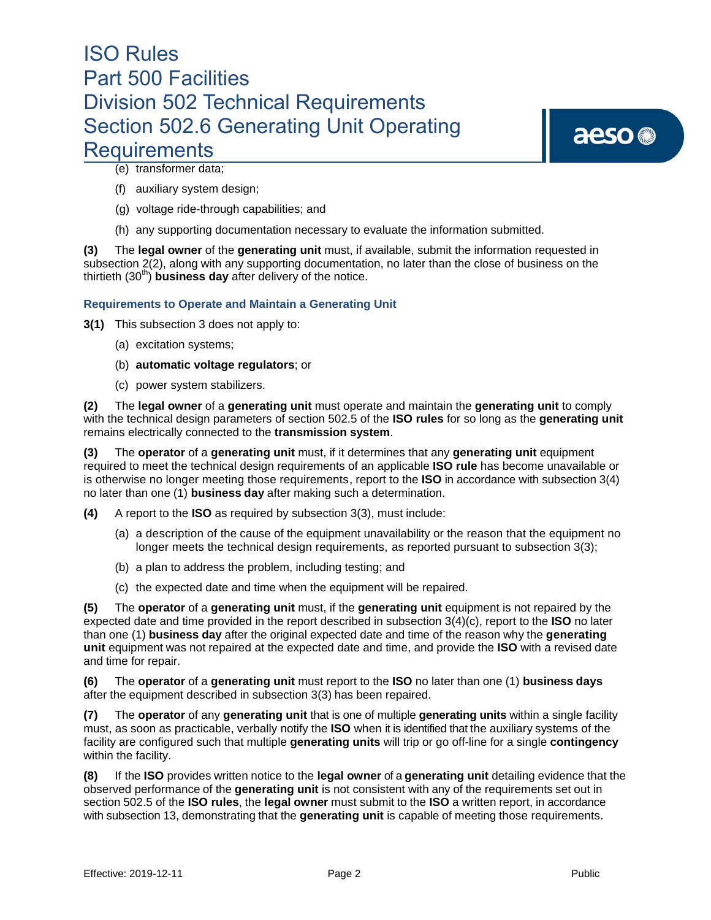(e) transformer data;

(f) auxiliary system design;

(g) voltage ride-through capabilities; and

(h) any supporting documentation necessary to evaluate the information submitted.

**(3)** The **legal owner** of the **generating unit** must, if available, submit the information requested in subsection 2(2), along with any supporting documentation, no later than the close of business on the thirtieth (30th) **business day** after delivery of the notice.

### Requirements to Operate and Maintain a Generating Unit

**3(1)** This subsection 3 does not apply to:

(a) excitation systems;

(b) **automatic voltage regulators**; or

(c) power system stabilizers.

**(2)** The **legal owner** of a **generating unit** must operate and maintain the **generating unit** to comply with the technical design parameters of section 502.5 of the **ISO rules** for so long as the **generating unit** remains electrically connected to the **transmission system**.

**(3)** The **operator** of a **generating unit** must, if it determines that any **generating unit** equipment required to meet the technical design requirements of an applicable **ISO rule** has become unavailable or is otherwise no longer meeting those requirements, report to the **ISO** in accordance with subsection 3(4) no later than one (1) **business day** after making such a determination.

**(4)** A report to the **ISO** as required by subsection 3(3), must include:

(a) a description of the cause of the equipment unavailability or the reason that the equipment no longer meets the technical design requirements, as reported pursuant to subsection 3(3);

(b) a plan to address the problem, including testing; and

(c) the expected date and time when the equipment will be repaired.

**(5)** The **operator** of a **generating unit** must, if the **generating unit** equipment is not repaired by the expected date and time provided in the report described in subsection 3(4)(c), report to the **ISO** no later than one (1) **business day** after the original expected date and time of the reason why the **generating unit** equipment was not repaired at the expected date and time, and provide the **ISO** with a revised date and time for repair.

**(6)** The **operator** of a **generating unit** must report to the **ISO** no later than one (1) **business days** after the equipment described in subsection 3(3) has been repaired.

**(7)** The **operator** of any **generating unit** that is one of multiple **generating units** within a single facility must, as soon as practicable, verbally notify the **ISO** when it is identified that the auxiliary systems of the facility are configured such that multiple **generating units** will trip or go off-line for a single **contingency** within the facility.

**(8)** If the **ISO** provides written notice to the **legal owner** of a **generating unit** detailing evidence that the observed performance of the **generating unit** is not consistent with any of the requirements set out in section 502.5 of the **ISO rules**, the **legal owner** must submit to the **ISO** a written report, in accordance with subsection 13, demonstrating that the **generating unit** is capable of meeting those requirements.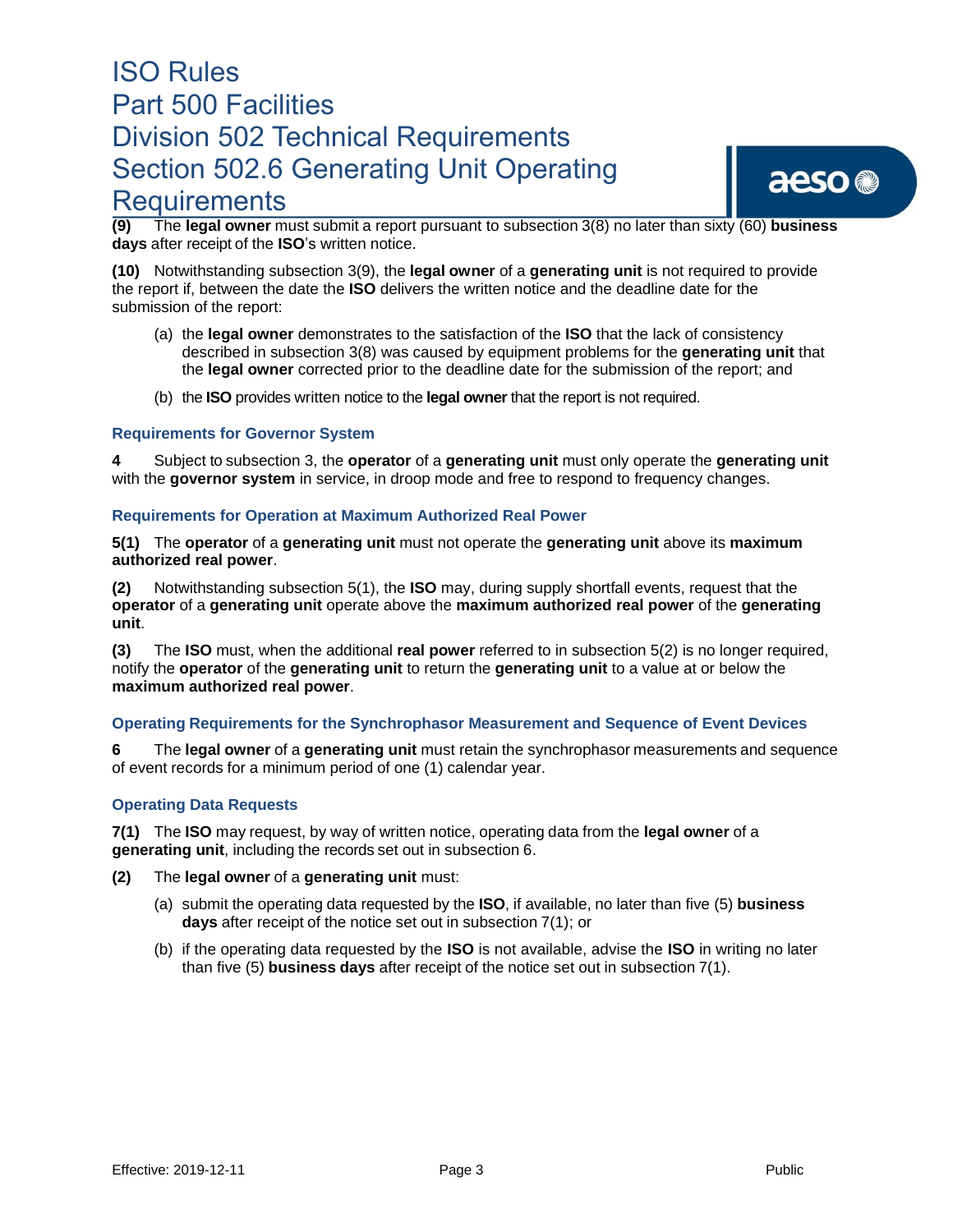**(9)** The **legal owner** must submit a report pursuant to subsection 3(8) no later than sixty (60) **business days** after receipt of the **ISO**'s written notice.

**(10)** Notwithstanding subsection 3(9), the **legal owner** of a **generating unit** is not required to provide the report if, between the date the **ISO** delivers the written notice and the deadline date for the submission of the report:

(a) the **legal owner** demonstrates to the satisfaction of the **ISO** that the lack of consistency described in subsection 3(8) was caused by equipment problems for the **generating unit** that the **legal owner** corrected prior to the deadline date for the submission of the report; and

(b) the **ISO** provides written notice to the **legal owner** that the report is not required.

### Requirements for Governor System

**4** Subject to subsection 3, the **operator** of a **generating unit** must only operate the **generating unit** with the **governor system** in service, in droop mode and free to respond to frequency changes.

### Requirements for Operation at Maximum Authorized Real Power

**5(1)** The **operator** of a **generating unit** must not operate the **generating unit** above its **maximum authorized real power**.

**(2)** Notwithstanding subsection 5(1), the **ISO** may, during supply shortfall events, request that the **operator** of a **generating unit** operate above the **maximum authorized real power** of the **generating unit**.

**(3)** The **ISO** must, when the additional **real power** referred to in subsection 5(2) is no longer required, notify the **operator** of the **generating unit** to return the **generating unit** to a value at or below the **maximum authorized real power**.

### Operating Requirements for the Synchrophasor Measurement and Sequence of Event Devices

**6** The **legal owner** of a **generating unit** must retain the synchrophasor measurements and sequence of event records for a minimum period of one (1) calendar year.

### Operating Data Requests

**7(1)** The **ISO** may request, by way of written notice, operating data from the **legal owner** of a **generating unit**, including the records set out in subsection 6.

**(2)** The **legal owner** of a **generating unit** must:

(a) submit the operating data requested by the **ISO**, if available, no later than five (5) **business days** after receipt of the notice set out in subsection 7(1); or

(b) if the operating data requested by the **ISO** is not available, advise the **ISO** in writing no later than five (5) **business days** after receipt of the notice set out in subsection 7(1).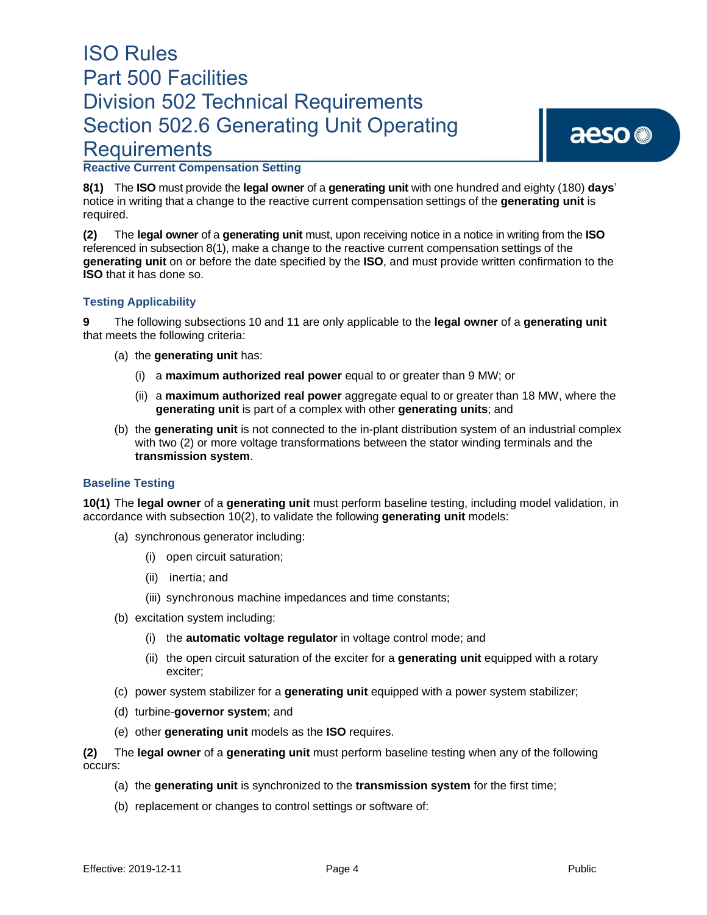### Reactive Current Compensation Setting

**8(1)** The **ISO** must provide the **legal owner** of a **generating unit** with one hundred and eighty (180) **days**' notice in writing that a change to the reactive current compensation settings of the **generating unit** is required.

**(2)** The **legal owner** of a **generating unit** must, upon receiving notice in a notice in writing from the **ISO** referenced in subsection 8(1), make a change to the reactive current compensation settings of the **generating unit** on or before the date specified by the **ISO**, and must provide written confirmation to the **ISO** that it has done so.

### Testing Applicability

**9** The following subsections 10 and 11 are only applicable to the **legal owner** of a **generating unit** that meets the following criteria:

(a) the **generating unit** has:

(i) a **maximum authorized real power** equal to or greater than 9 MW; or

(ii) a **maximum authorized real power** aggregate equal to or greater than 18 MW, where the **generating unit** is part of a complex with other **generating units**; and

(b) the **generating unit** is not connected to the in-plant distribution system of an industrial complex with two (2) or more voltage transformations between the stator winding terminals and the **transmission system**.

### Baseline Testing

**10(1)** The **legal owner** of a **generating unit** must perform baseline testing, including model validation, in accordance with subsection 10(2), to validate the following **generating unit** models:

(a) synchronous generator including:

(i) open circuit saturation;

(ii) inertia; and

(iii) synchronous machine impedances and time constants;

(b) excitation system including:

(i) the **automatic voltage regulator** in voltage control mode; and

(ii) the open circuit saturation of the exciter for a **generating unit** equipped with a rotary exciter;

(c) power system stabilizer for a **generating unit** equipped with a power system stabilizer;

(d) turbine-**governor system**; and

(e) other **generating unit** models as the **ISO** requires.

**(2)** The **legal owner** of a **generating unit** must perform baseline testing when any of the following occurs:

(a) the **generating unit** is synchronized to the **transmission system** for the first time;

(b) replacement or changes to control settings or software of: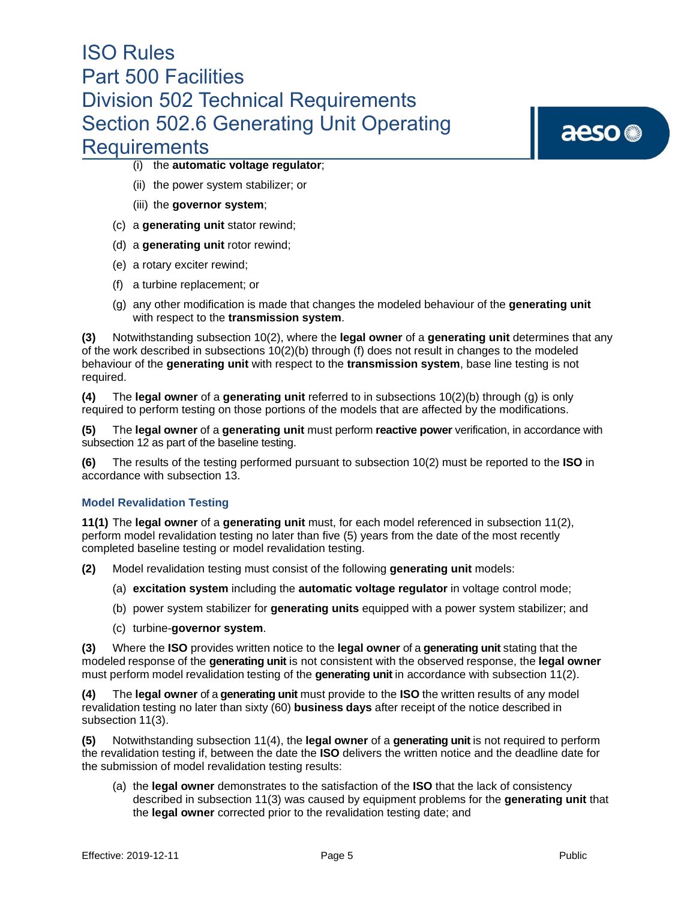(i) the **automatic voltage regulator**;

(ii) the power system stabilizer; or

(iii) the **governor system**;

(c) a **generating unit** stator rewind;

(d) a **generating unit** rotor rewind;

(e) a rotary exciter rewind;

(f) a turbine replacement; or

(g) any other modification is made that changes the modeled behaviour of the **generating unit** with respect to the **transmission system**.

**(3)** Notwithstanding subsection 10(2), where the **legal owner** of a **generating unit** determines that any of the work described in subsections 10(2)(b) through (f) does not result in changes to the modeled behaviour of the **generating unit** with respect to the **transmission system**, base line testing is not required.

**(4)** The **legal owner** of a **generating unit** referred to in subsections 10(2)(b) through (g) is only required to perform testing on those portions of the models that are affected by the modifications.

**(5)** The **legal owner** of a **generating unit** must perform **reactive power** verification, in accordance with subsection 12 as part of the baseline testing.

**(6)** The results of the testing performed pursuant to subsection 10(2) must be reported to the **ISO** in accordance with subsection 13.

### Model Revalidation Testing

**11(1)** The **legal owner** of a **generating unit** must, for each model referenced in subsection 11(2), perform model revalidation testing no later than five (5) years from the date of the most recently completed baseline testing or model revalidation testing.

**(2)** Model revalidation testing must consist of the following **generating unit** models:

(a) **excitation system** including the **automatic voltage regulator** in voltage control mode;

(b) power system stabilizer for **generating units** equipped with a power system stabilizer; and

(c) turbine-**governor system**.

**(3)** Where the **ISO** provides written notice to the **legal owner** of a **generating unit** stating that the modeled response of the **generating unit** is not consistent with the observed response, the **legal owner** must perform model revalidation testing of the **generating unit** in accordance with subsection 11(2).

**(4)** The **legal owner** of a **generating unit** must provide to the **ISO** the written results of any model revalidation testing no later than sixty (60) **business days** after receipt of the notice described in subsection 11(3).

**(5)** Notwithstanding subsection 11(4), the **legal owner** of a **generating unit** is not required to perform the revalidation testing if, between the date the **ISO** delivers the written notice and the deadline date for the submission of model revalidation testing results:

(a) the **legal owner** demonstrates to the satisfaction of the **ISO** that the lack of consistency described in subsection 11(3) was caused by equipment problems for the **generating unit** that the **legal owner** corrected prior to the revalidation testing date; and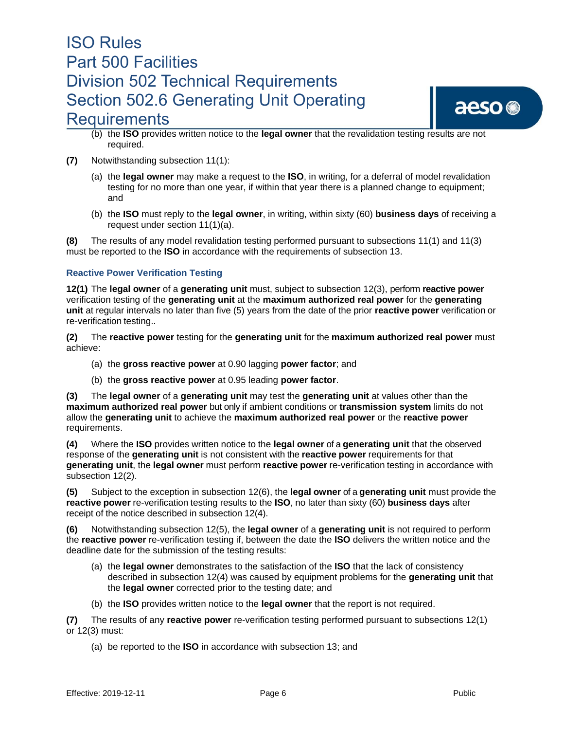(b) the **ISO** provides written notice to the **legal owner** that the revalidation testing results are not required.

**(7)** Notwithstanding subsection 11(1):

(a) the **legal owner** may make a request to the **ISO**, in writing, for a deferral of model revalidation testing for no more than one year, if within that year there is a planned change to equipment; and

(b) the **ISO** must reply to the **legal owner**, in writing, within sixty (60) **business days** of receiving a request under section 11(1)(a).

**(8)** The results of any model revalidation testing performed pursuant to subsections 11(1) and 11(3) must be reported to the **ISO** in accordance with the requirements of subsection 13.

### Reactive Power Verification Testing

**12(1)** The **legal owner** of a **generating unit** must, subject to subsection 12(3), perform **reactive power** verification testing of the **generating unit** at the **maximum authorized real power** for the **generating unit** at regular intervals no later than five (5) years from the date of the prior **reactive power** verification or re-verification testing..

**(2)** The **reactive power** testing for the **generating unit** for the **maximum authorized real power** must achieve:

(a) the **gross reactive power** at 0.90 lagging **power factor**; and

(b) the **gross reactive power** at 0.95 leading **power factor**.

**(3)** The **legal owner** of a **generating unit** may test the **generating unit** at values other than the **maximum authorized real power** but only if ambient conditions or **transmission system** limits do not allow the **generating unit** to achieve the **maximum authorized real power** or the **reactive power** requirements.

**(4)** Where the **ISO** provides written notice to the **legal owner** of a **generating unit** that the observed response of the **generating unit** is not consistent with the **reactive power** requirements for that **generating unit**, the **legal owner** must perform **reactive power** re-verification testing in accordance with subsection 12(2).

**(5)** Subject to the exception in subsection 12(6), the **legal owner** of a **generating unit** must provide the **reactive power** re-verification testing results to the **ISO**, no later than sixty (60) **business days** after receipt of the notice described in subsection 12(4).

**(6)** Notwithstanding subsection 12(5), the **legal owner** of a **generating unit** is not required to perform the **reactive power** re-verification testing if, between the date the **ISO** delivers the written notice and the deadline date for the submission of the testing results:

(a) the **legal owner** demonstrates to the satisfaction of the **ISO** that the lack of consistency described in subsection 12(4) was caused by equipment problems for the **generating unit** that the **legal owner** corrected prior to the testing date; and

(b) the **ISO** provides written notice to the **legal owner** that the report is not required.

**(7)** The results of any **reactive power** re-verification testing performed pursuant to subsections 12(1) or 12(3) must:

(a) be reported to the **ISO** in accordance with subsection 13; and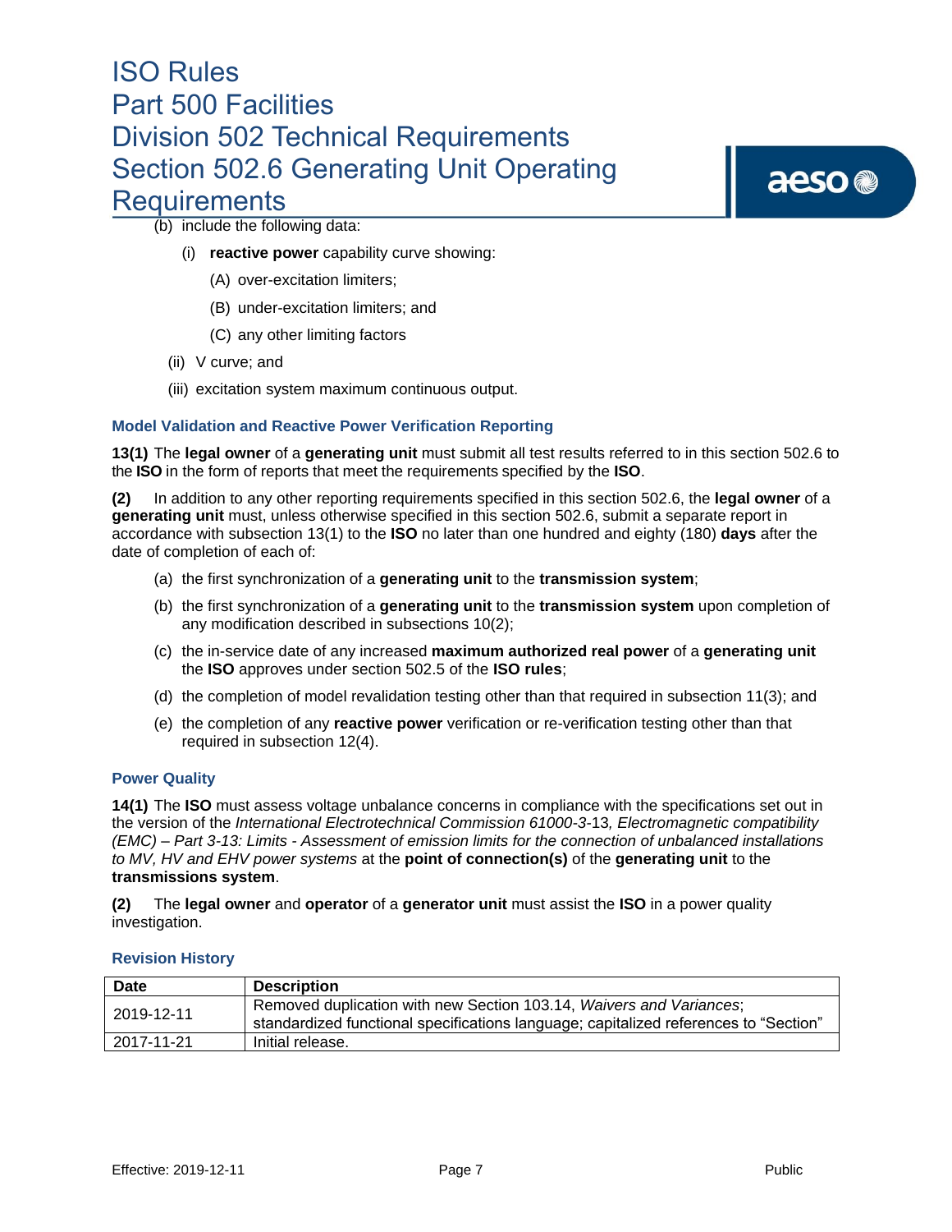(b) include the following data:

(i) **reactive power** capability curve showing:

(A) over-excitation limiters;

(B) under-excitation limiters; and

(C) any other limiting factors

(ii) V curve; and

(iii) excitation system maximum continuous output.

### Model Validation and Reactive Power Verification Reporting

**13(1)** The **legal owner** of a **generating unit** must submit all test results referred to in this section 502.6 to the **ISO** in the form of reports that meet the requirements specified by the **ISO**.

**(2)** In addition to any other reporting requirements specified in this section 502.6, the **legal owner** of a **generating unit** must, unless otherwise specified in this section 502.6, submit a separate report in accordance with subsection 13(1) to the **ISO** no later than one hundred and eighty (180) **days** after the date of completion of each of:

(a) the first synchronization of a **generating unit** to the **transmission system**;

(b) the first synchronization of a **generating unit** to the **transmission system** upon completion of any modification described in subsections 10(2);

(c) the in-service date of any increased **maximum authorized real power** of a **generating unit** the **ISO** approves under section 502.5 of the **ISO rules**;

(d) the completion of model revalidation testing other than that required in subsection 11(3); and

(e) the completion of any **reactive power** verification or re-verification testing other than that required in subsection 12(4).

### Power Quality

**14(1)** The **ISO** must assess voltage unbalance concerns in compliance with the specifications set out in the version of the *International Electrotechnical Commission 61000-3-*13*, Electromagnetic compatibility (EMC) – Part 3-13: Limits - Assessment of emission limits for the connection of unbalanced installations to MV, HV and EHV power systems* at the **point of connection(s)** of the **generating unit** to the **transmissions system**.

**(2)** The **legal owner** and **operator** of a **generator unit** must assist the **ISO** in a power quality investigation.

### Revision History

| Date | Description |
|---|---|
| 2019-12-11 | Removed duplication with new Section 103.14, *Waivers and Variances*; standardized functional specifications language; capitalized references to "Section" |
| 2017-11-21 | Initial release. |